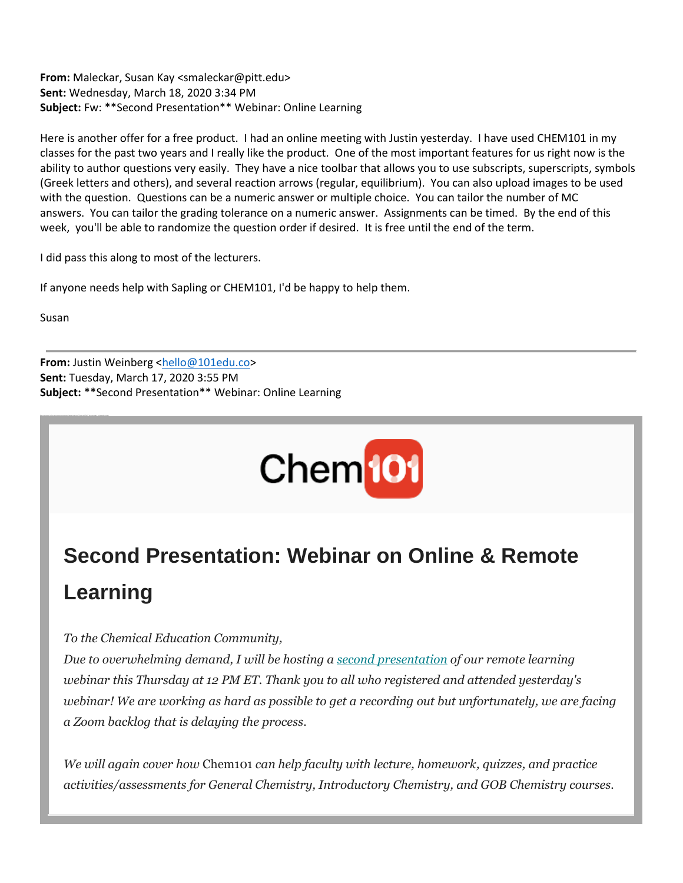**From:** Maleckar, Susan Kay <smaleckar@pitt.edu>
**Sent:** Wednesday, March 18, 2020 3:34 PM
**Subject:** Fw: **Second Presentation** Webinar: Online Learning

Here is another offer for a free product. I had an online meeting with Justin yesterday. I have used CHEM101 in my classes for the past two years and I really like the product. One of the most important features for us right now is the ability to author questions very easily. They have a nice toolbar that allows you to use subscripts, superscripts, symbols (Greek letters and others), and several reaction arrows (regular, equilibrium). You can also upload images to be used with the question. Questions can be a numeric answer or multiple choice. You can tailor the number of MC answers. You can tailor the grading tolerance on a numeric answer. Assignments can be timed. By the end of this week, you'll be able to randomize the question order if desired. It is free until the end of the term.

I did pass this along to most of the lecturers.

If anyone needs help with Sapling or CHEM101, I'd be happy to help them.

Susan

---

**From:** Justin Weinberg <hello@101edu.co>
**Sent:** Tuesday, March 17, 2020 3:55 PM
**Subject:** **Second Presentation** Webinar: Online Learning

Chem101

# Second Presentation: Webinar on Online & Remote Learning

*To the Chemical Education Community,*
*Due to overwhelming demand, I will be hosting a second presentation of our remote learning webinar this Thursday at 12 PM ET. Thank you to all who registered and attended yesterday's webinar! We are working as hard as possible to get a recording out but unfortunately, we are facing a Zoom backlog that is delaying the process.*

*We will again cover how* Chem101 *can help faculty with lecture, homework, quizzes, and practice activities/assessments for General Chemistry, Introductory Chemistry, and GOB Chemistry courses.*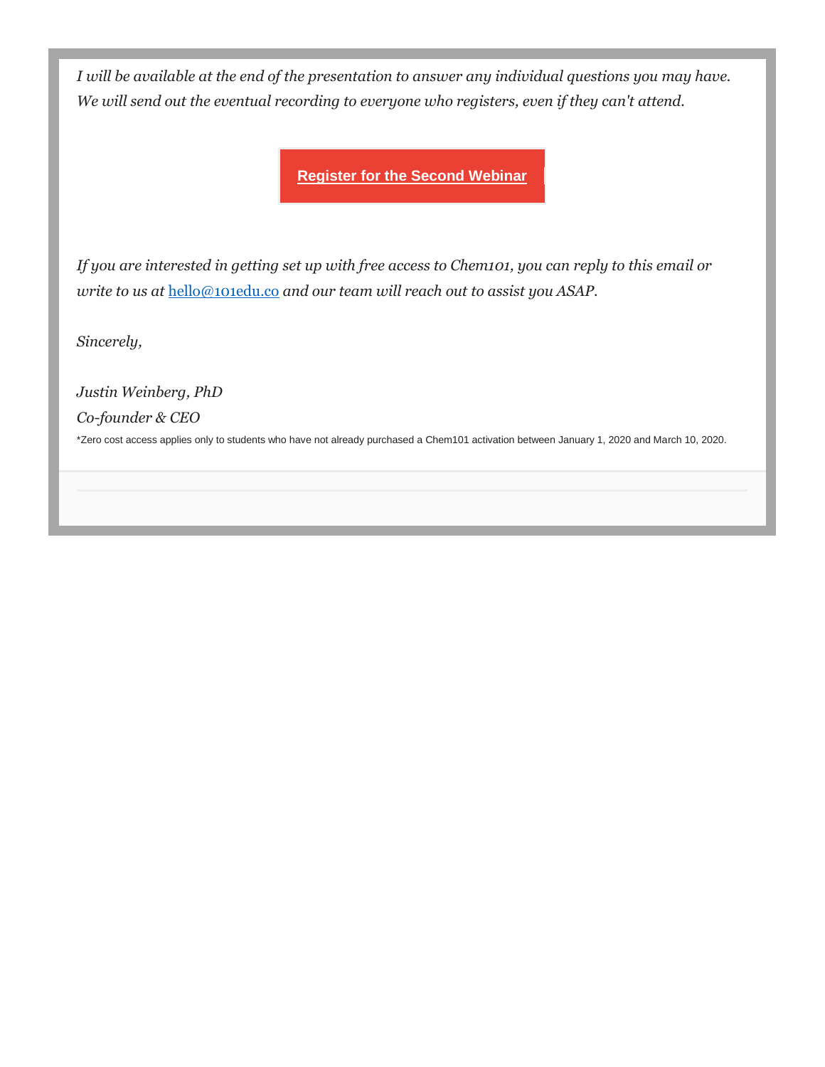*I will be available at the end of the presentation to answer any individual questions you may have. We will send out the eventual recording to everyone who registers, even if they can't attend.*

**Register for the Second Webinar**

*If you are interested in getting set up with free access to Chem101, you can reply to this email or write to us at hello@101edu.co and our team will reach out to assist you ASAP.*

*Sincerely,*

*Justin Weinberg, PhD*
*Co-founder & CEO*

*Zero cost access applies only to students who have not already purchased a Chem101 activation between January 1, 2020 and March 10, 2020.